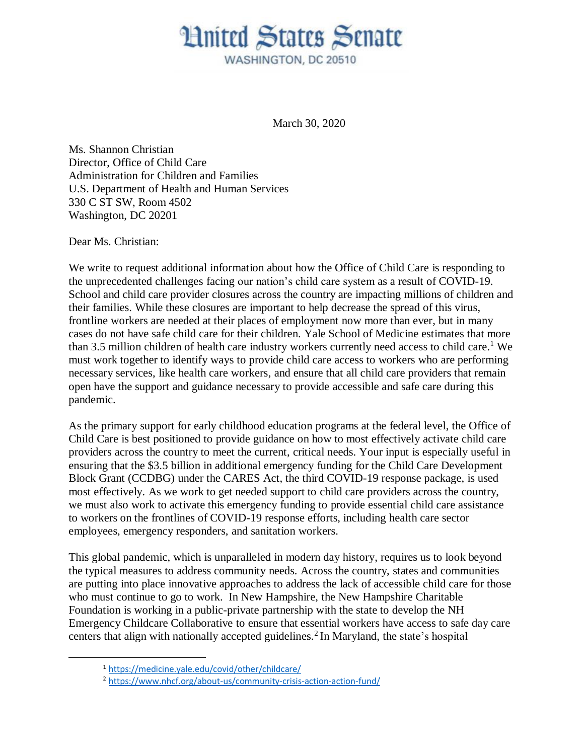# United States Senate

WASHINGTON, DC 20510

March 30, 2020

Ms. Shannon Christian
Director, Office of Child Care
Administration for Children and Families
U.S. Department of Health and Human Services
330 C ST SW, Room 4502
Washington, DC 20201

Dear Ms. Christian:

We write to request additional information about how the Office of Child Care is responding to the unprecedented challenges facing our nation's child care system as a result of COVID-19. School and child care provider closures across the country are impacting millions of children and their families. While these closures are important to help decrease the spread of this virus, frontline workers are needed at their places of employment now more than ever, but in many cases do not have safe child care for their children. Yale School of Medicine estimates that more than 3.5 million children of health care industry workers currently need access to child care.[1] We must work together to identify ways to provide child care access to workers who are performing necessary services, like health care workers, and ensure that all child care providers that remain open have the support and guidance necessary to provide accessible and safe care during this pandemic.

As the primary support for early childhood education programs at the federal level, the Office of Child Care is best positioned to provide guidance on how to most effectively activate child care providers across the country to meet the current, critical needs. Your input is especially useful in ensuring that the $3.5 billion in additional emergency funding for the Child Care Development Block Grant (CCDBG) under the CARES Act, the third COVID-19 response package, is used most effectively. As we work to get needed support to child care providers across the country, we must also work to activate this emergency funding to provide essential child care assistance to workers on the frontlines of COVID-19 response efforts, including health care sector employees, emergency responders, and sanitation workers.

This global pandemic, which is unparalleled in modern day history, requires us to look beyond the typical measures to address community needs. Across the country, states and communities are putting into place innovative approaches to address the lack of accessible child care for those who must continue to go to work. In New Hampshire, the New Hampshire Charitable Foundation is working in a public-private partnership with the state to develop the NH Emergency Childcare Collaborative to ensure that essential workers have access to safe day care centers that align with nationally accepted guidelines.[2] In Maryland, the state's hospital

---

[1] https://medicine.yale.edu/covid/other/childcare/

[2] https://www.nhcf.org/about-us/community-crisis-action-action-fund/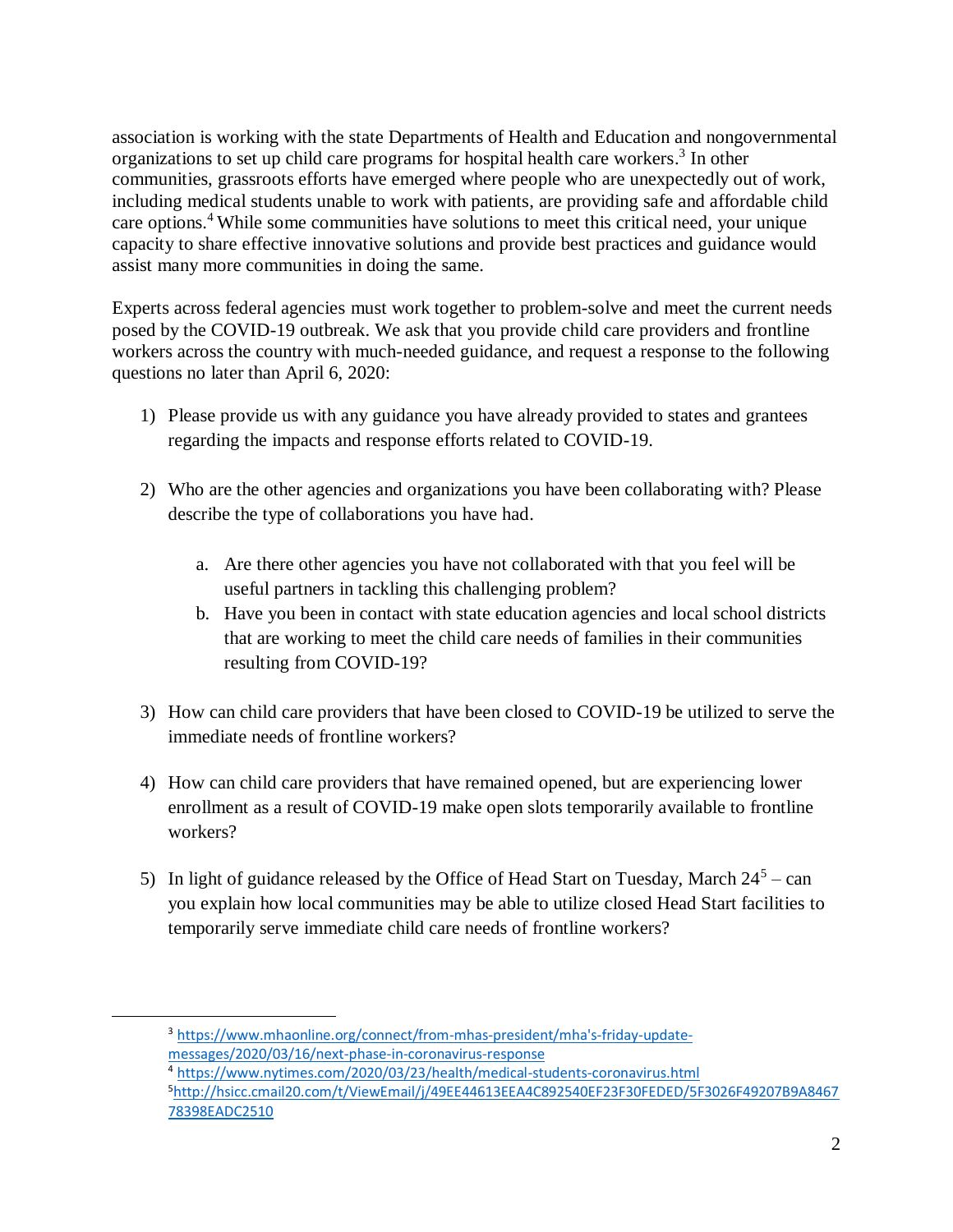association is working with the state Departments of Health and Education and nongovernmental organizations to set up child care programs for hospital health care workers.[3] In other communities, grassroots efforts have emerged where people who are unexpectedly out of work, including medical students unable to work with patients, are providing safe and affordable child care options.[4] While some communities have solutions to meet this critical need, your unique capacity to share effective innovative solutions and provide best practices and guidance would assist many more communities in doing the same.

Experts across federal agencies must work together to problem-solve and meet the current needs posed by the COVID-19 outbreak. We ask that you provide child care providers and frontline workers across the country with much-needed guidance, and request a response to the following questions no later than April 6, 2020:

1) Please provide us with any guidance you have already provided to states and grantees regarding the impacts and response efforts related to COVID-19.

2) Who are the other agencies and organizations you have been collaborating with? Please describe the type of collaborations you have had.

    a. Are there other agencies you have not collaborated with that you feel will be useful partners in tackling this challenging problem?
    b. Have you been in contact with state education agencies and local school districts that are working to meet the child care needs of families in their communities resulting from COVID-19?

3) How can child care providers that have been closed to COVID-19 be utilized to serve the immediate needs of frontline workers?

4) How can child care providers that have remained opened, but are experiencing lower enrollment as a result of COVID-19 make open slots temporarily available to frontline workers?

5) In light of guidance released by the Office of Head Start on Tuesday, March 24[5] – can you explain how local communities may be able to utilize closed Head Start facilities to temporarily serve immediate child care needs of frontline workers?

---

[3] https://www.mhaonline.org/connect/from-mhas-president/mha's-friday-update-messages/2020/03/16/next-phase-in-coronavirus-response

[4] https://www.nytimes.com/2020/03/23/health/medical-students-coronavirus.html

[5] http://hsicc.cmail20.com/t/ViewEmail/j/49EE44613EEA4C892540EF23F30FEDED/5F3026F49207B9A846778398EADC2510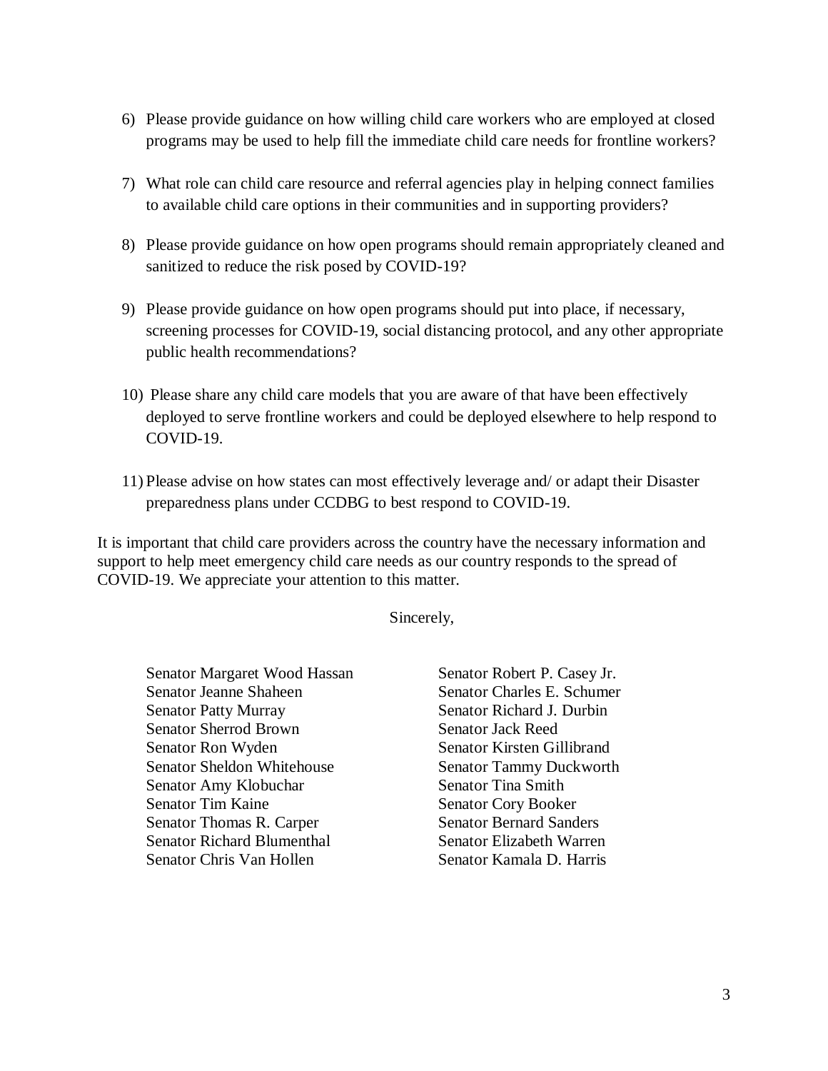6) Please provide guidance on how willing child care workers who are employed at closed programs may be used to help fill the immediate child care needs for frontline workers?

7) What role can child care resource and referral agencies play in helping connect families to available child care options in their communities and in supporting providers?

8) Please provide guidance on how open programs should remain appropriately cleaned and sanitized to reduce the risk posed by COVID-19?

9) Please provide guidance on how open programs should put into place, if necessary, screening processes for COVID-19, social distancing protocol, and any other appropriate public health recommendations?

10) Please share any child care models that you are aware of that have been effectively deployed to serve frontline workers and could be deployed elsewhere to help respond to COVID-19.

11) Please advise on how states can most effectively leverage and/ or adapt their Disaster preparedness plans under CCDBG to best respond to COVID-19.

It is important that child care providers across the country have the necessary information and support to help meet emergency child care needs as our country responds to the spread of COVID-19. We appreciate your attention to this matter.

Sincerely,

Senator Margaret Wood Hassan
Senator Jeanne Shaheen
Senator Patty Murray
Senator Sherrod Brown
Senator Ron Wyden
Senator Sheldon Whitehouse
Senator Amy Klobuchar
Senator Tim Kaine
Senator Thomas R. Carper
Senator Richard Blumenthal
Senator Chris Van Hollen
Senator Robert P. Casey Jr.
Senator Charles E. Schumer
Senator Richard J. Durbin
Senator Jack Reed
Senator Kirsten Gillibrand
Senator Tammy Duckworth
Senator Tina Smith
Senator Cory Booker
Senator Bernard Sanders
Senator Elizabeth Warren
Senator Kamala D. Harris